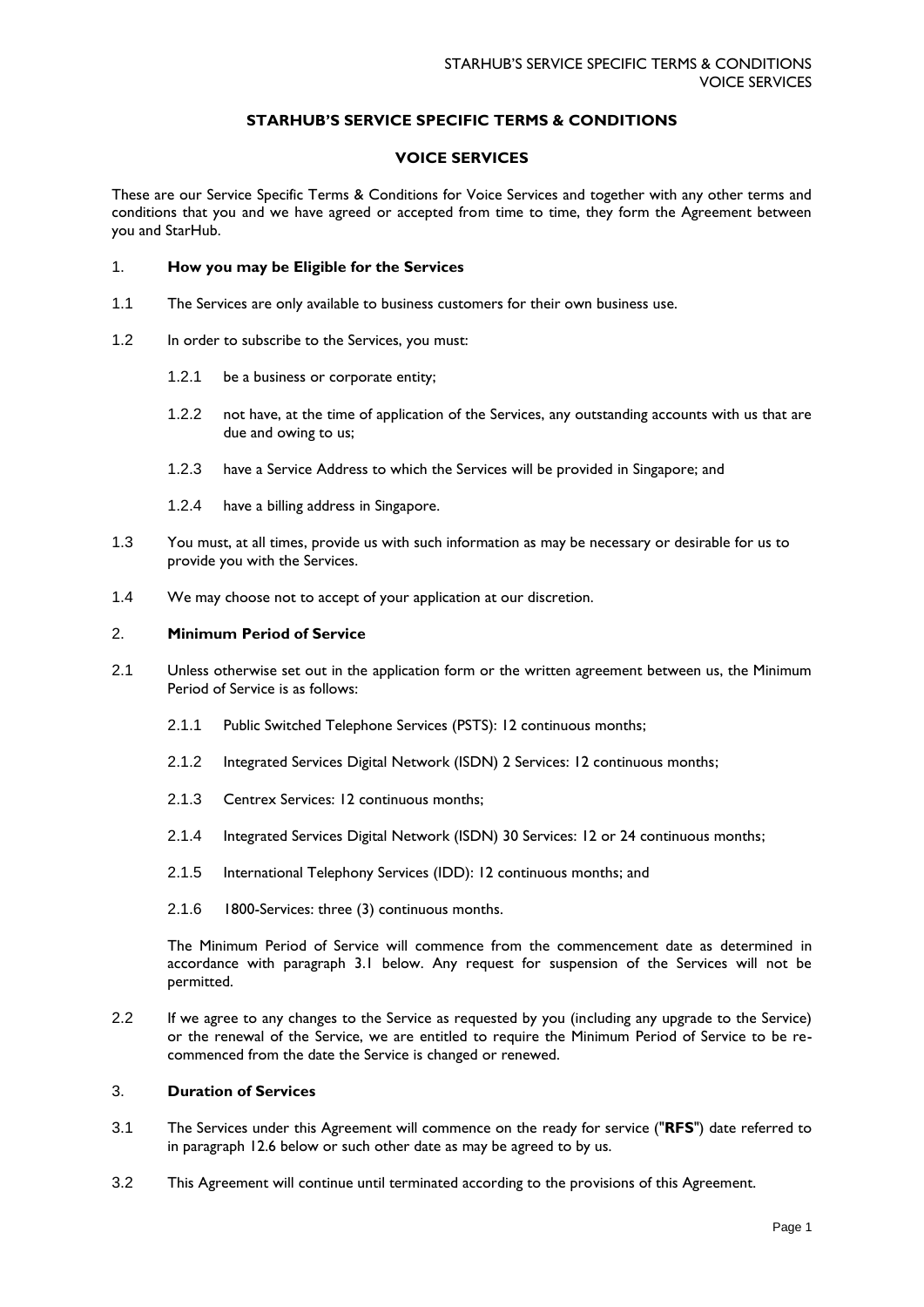# STARHUB'S SERVICE SPECIFIC TERMS & CONDITIONS

## VOICE SERVICES

These are our Service Specific Terms & Conditions for Voice Services and together with any other terms and conditions that you and we have agreed or accepted from time to time, they form the Agreement between you and StarHub.

### 1. How you may be Eligible for the Services

1.1 The Services are only available to business customers for their own business use.

1.2 In order to subscribe to the Services, you must:

1.2.1 be a business or corporate entity;

1.2.2 not have, at the time of application of the Services, any outstanding accounts with us that are due and owing to us;

1.2.3 have a Service Address to which the Services will be provided in Singapore; and

1.2.4 have a billing address in Singapore.

1.3 You must, at all times, provide us with such information as may be necessary or desirable for us to provide you with the Services.

1.4 We may choose not to accept of your application at our discretion.

### 2. Minimum Period of Service

2.1 Unless otherwise set out in the application form or the written agreement between us, the Minimum Period of Service is as follows:

2.1.1 Public Switched Telephone Services (PSTS): 12 continuous months;

2.1.2 Integrated Services Digital Network (ISDN) 2 Services: 12 continuous months;

2.1.3 Centrex Services: 12 continuous months;

2.1.4 Integrated Services Digital Network (ISDN) 30 Services: 12 or 24 continuous months;

2.1.5 International Telephony Services (IDD): 12 continuous months; and

2.1.6 1800-Services: three (3) continuous months.

The Minimum Period of Service will commence from the commencement date as determined in accordance with paragraph 3.1 below. Any request for suspension of the Services will not be permitted.

2.2 If we agree to any changes to the Service as requested by you (including any upgrade to the Service) or the renewal of the Service, we are entitled to require the Minimum Period of Service to be re-commenced from the date the Service is changed or renewed.

### 3. Duration of Services

3.1 The Services under this Agreement will commence on the ready for service ("**RFS**") date referred to in paragraph 12.6 below or such other date as may be agreed to by us.

3.2 This Agreement will continue until terminated according to the provisions of this Agreement.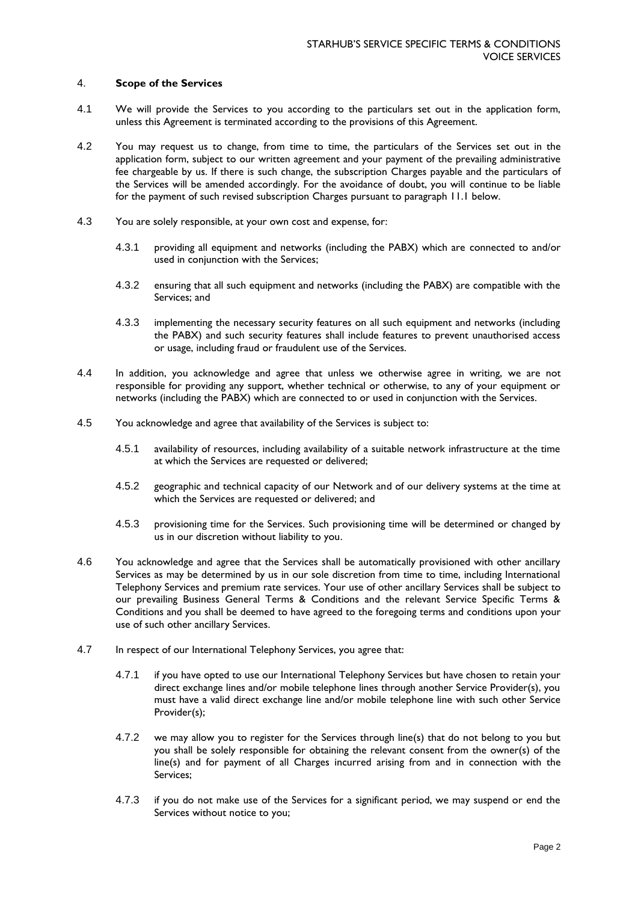## 4. **Scope of the Services**

4.1 We will provide the Services to you according to the particulars set out in the application form, unless this Agreement is terminated according to the provisions of this Agreement.

4.2 You may request us to change, from time to time, the particulars of the Services set out in the application form, subject to our written agreement and your payment of the prevailing administrative fee chargeable by us. If there is such change, the subscription Charges payable and the particulars of the Services will be amended accordingly. For the avoidance of doubt, you will continue to be liable for the payment of such revised subscription Charges pursuant to paragraph 11.1 below.

4.3 You are solely responsible, at your own cost and expense, for:

4.3.1 providing all equipment and networks (including the PABX) which are connected to and/or used in conjunction with the Services;

4.3.2 ensuring that all such equipment and networks (including the PABX) are compatible with the Services; and

4.3.3 implementing the necessary security features on all such equipment and networks (including the PABX) and such security features shall include features to prevent unauthorised access or usage, including fraud or fraudulent use of the Services.

4.4 In addition, you acknowledge and agree that unless we otherwise agree in writing, we are not responsible for providing any support, whether technical or otherwise, to any of your equipment or networks (including the PABX) which are connected to or used in conjunction with the Services.

4.5 You acknowledge and agree that availability of the Services is subject to:

4.5.1 availability of resources, including availability of a suitable network infrastructure at the time at which the Services are requested or delivered;

4.5.2 geographic and technical capacity of our Network and of our delivery systems at the time at which the Services are requested or delivered; and

4.5.3 provisioning time for the Services. Such provisioning time will be determined or changed by us in our discretion without liability to you.

4.6 You acknowledge and agree that the Services shall be automatically provisioned with other ancillary Services as may be determined by us in our sole discretion from time to time, including International Telephony Services and premium rate services. Your use of other ancillary Services shall be subject to our prevailing Business General Terms & Conditions and the relevant Service Specific Terms & Conditions and you shall be deemed to have agreed to the foregoing terms and conditions upon your use of such other ancillary Services.

4.7 In respect of our International Telephony Services, you agree that:

4.7.1 if you have opted to use our International Telephony Services but have chosen to retain your direct exchange lines and/or mobile telephone lines through another Service Provider(s), you must have a valid direct exchange line and/or mobile telephone line with such other Service Provider(s);

4.7.2 we may allow you to register for the Services through line(s) that do not belong to you but you shall be solely responsible for obtaining the relevant consent from the owner(s) of the line(s) and for payment of all Charges incurred arising from and in connection with the Services;

4.7.3 if you do not make use of the Services for a significant period, we may suspend or end the Services without notice to you;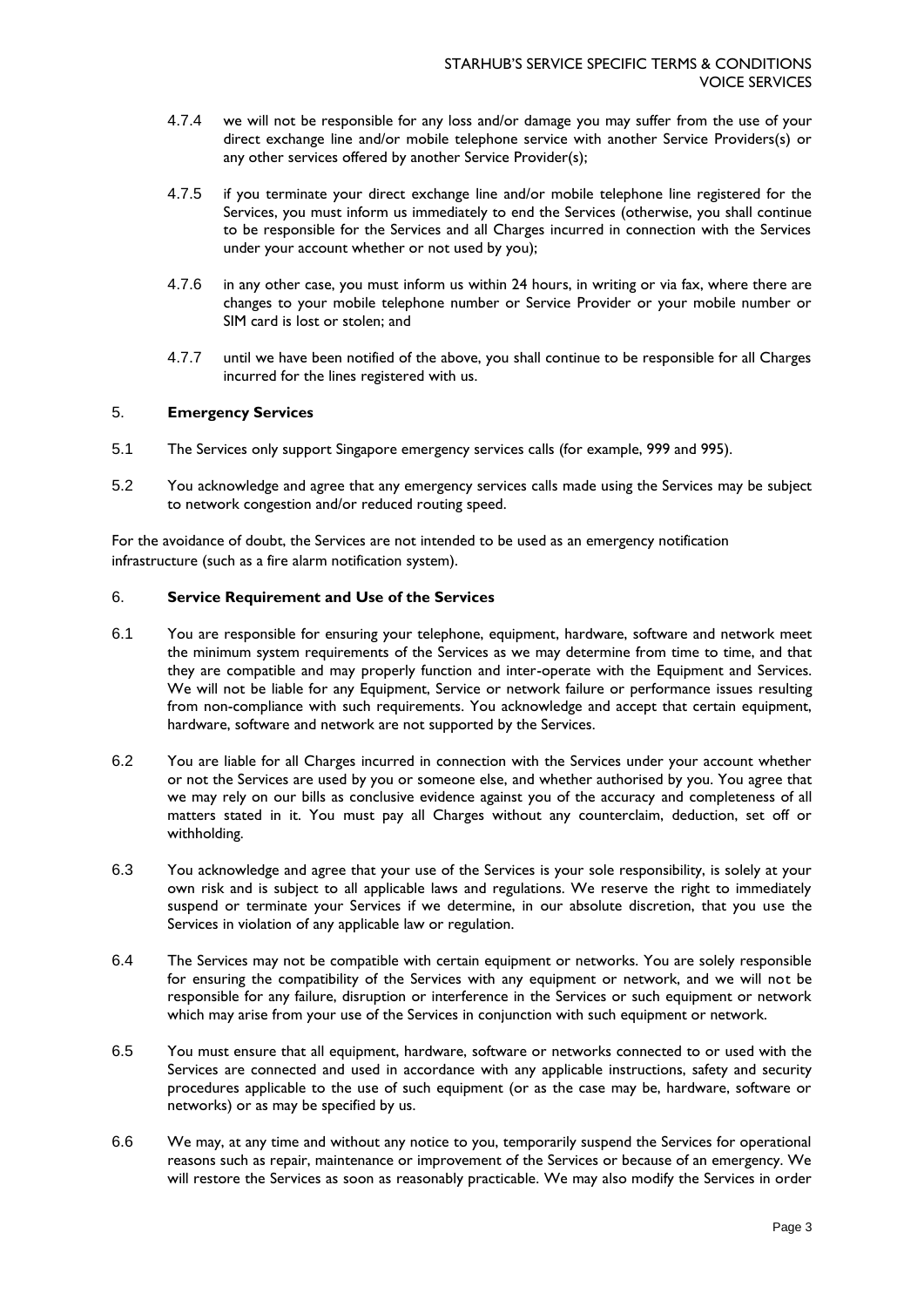4.7.4 we will not be responsible for any loss and/or damage you may suffer from the use of your direct exchange line and/or mobile telephone service with another Service Providers(s) or any other services offered by another Service Provider(s);

4.7.5 if you terminate your direct exchange line and/or mobile telephone line registered for the Services, you must inform us immediately to end the Services (otherwise, you shall continue to be responsible for the Services and all Charges incurred in connection with the Services under your account whether or not used by you);

4.7.6 in any other case, you must inform us within 24 hours, in writing or via fax, where there are changes to your mobile telephone number or Service Provider or your mobile number or SIM card is lost or stolen; and

4.7.7 until we have been notified of the above, you shall continue to be responsible for all Charges incurred for the lines registered with us.

## 5. **Emergency Services**

5.1 The Services only support Singapore emergency services calls (for example, 999 and 995).

5.2 You acknowledge and agree that any emergency services calls made using the Services may be subject to network congestion and/or reduced routing speed.

For the avoidance of doubt, the Services are not intended to be used as an emergency notification infrastructure (such as a fire alarm notification system).

## 6. **Service Requirement and Use of the Services**

6.1 You are responsible for ensuring your telephone, equipment, hardware, software and network meet the minimum system requirements of the Services as we may determine from time to time, and that they are compatible and may properly function and inter-operate with the Equipment and Services. We will not be liable for any Equipment, Service or network failure or performance issues resulting from non-compliance with such requirements. You acknowledge and accept that certain equipment, hardware, software and network are not supported by the Services.

6.2 You are liable for all Charges incurred in connection with the Services under your account whether or not the Services are used by you or someone else, and whether authorised by you. You agree that we may rely on our bills as conclusive evidence against you of the accuracy and completeness of all matters stated in it. You must pay all Charges without any counterclaim, deduction, set off or withholding.

6.3 You acknowledge and agree that your use of the Services is your sole responsibility, is solely at your own risk and is subject to all applicable laws and regulations. We reserve the right to immediately suspend or terminate your Services if we determine, in our absolute discretion, that you use the Services in violation of any applicable law or regulation.

6.4 The Services may not be compatible with certain equipment or networks. You are solely responsible for ensuring the compatibility of the Services with any equipment or network, and we will not be responsible for any failure, disruption or interference in the Services or such equipment or network which may arise from your use of the Services in conjunction with such equipment or network.

6.5 You must ensure that all equipment, hardware, software or networks connected to or used with the Services are connected and used in accordance with any applicable instructions, safety and security procedures applicable to the use of such equipment (or as the case may be, hardware, software or networks) or as may be specified by us.

6.6 We may, at any time and without any notice to you, temporarily suspend the Services for operational reasons such as repair, maintenance or improvement of the Services or because of an emergency. We will restore the Services as soon as reasonably practicable. We may also modify the Services in order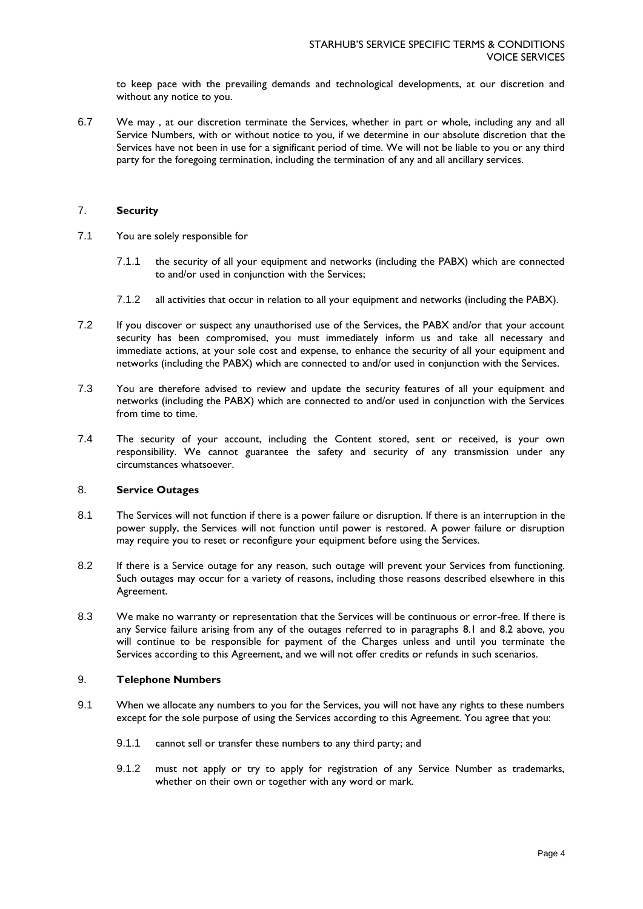to keep pace with the prevailing demands and technological developments, at our discretion and without any notice to you.

6.7 We may , at our discretion terminate the Services, whether in part or whole, including any and all Service Numbers, with or without notice to you, if we determine in our absolute discretion that the Services have not been in use for a significant period of time. We will not be liable to you or any third party for the foregoing termination, including the termination of any and all ancillary services.

## 7. **Security**

7.1 You are solely responsible for

7.1.1 the security of all your equipment and networks (including the PABX) which are connected to and/or used in conjunction with the Services;

7.1.2 all activities that occur in relation to all your equipment and networks (including the PABX).

7.2 If you discover or suspect any unauthorised use of the Services, the PABX and/or that your account security has been compromised, you must immediately inform us and take all necessary and immediate actions, at your sole cost and expense, to enhance the security of all your equipment and networks (including the PABX) which are connected to and/or used in conjunction with the Services.

7.3 You are therefore advised to review and update the security features of all your equipment and networks (including the PABX) which are connected to and/or used in conjunction with the Services from time to time.

7.4 The security of your account, including the Content stored, sent or received, is your own responsibility. We cannot guarantee the safety and security of any transmission under any circumstances whatsoever.

## 8. **Service Outages**

8.1 The Services will not function if there is a power failure or disruption. If there is an interruption in the power supply, the Services will not function until power is restored. A power failure or disruption may require you to reset or reconfigure your equipment before using the Services.

8.2 If there is a Service outage for any reason, such outage will prevent your Services from functioning. Such outages may occur for a variety of reasons, including those reasons described elsewhere in this Agreement.

8.3 We make no warranty or representation that the Services will be continuous or error-free. If there is any Service failure arising from any of the outages referred to in paragraphs 8.1 and 8.2 above, you will continue to be responsible for payment of the Charges unless and until you terminate the Services according to this Agreement, and we will not offer credits or refunds in such scenarios.

## 9. **Telephone Numbers**

9.1 When we allocate any numbers to you for the Services, you will not have any rights to these numbers except for the sole purpose of using the Services according to this Agreement. You agree that you:

9.1.1 cannot sell or transfer these numbers to any third party; and

9.1.2 must not apply or try to apply for registration of any Service Number as trademarks, whether on their own or together with any word or mark.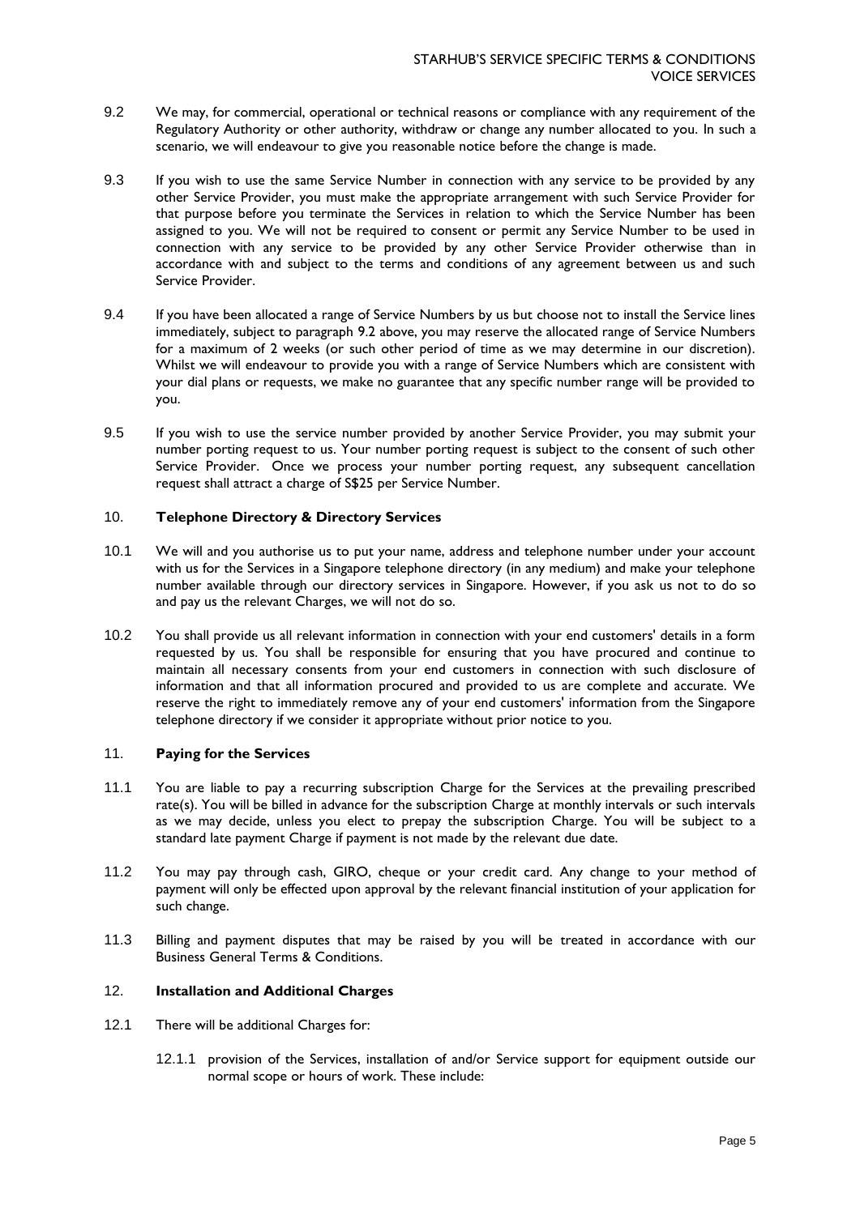9.2 We may, for commercial, operational or technical reasons or compliance with any requirement of the Regulatory Authority or other authority, withdraw or change any number allocated to you. In such a scenario, we will endeavour to give you reasonable notice before the change is made.

9.3 If you wish to use the same Service Number in connection with any service to be provided by any other Service Provider, you must make the appropriate arrangement with such Service Provider for that purpose before you terminate the Services in relation to which the Service Number has been assigned to you. We will not be required to consent or permit any Service Number to be used in connection with any service to be provided by any other Service Provider otherwise than in accordance with and subject to the terms and conditions of any agreement between us and such Service Provider.

9.4 If you have been allocated a range of Service Numbers by us but choose not to install the Service lines immediately, subject to paragraph 9.2 above, you may reserve the allocated range of Service Numbers for a maximum of 2 weeks (or such other period of time as we may determine in our discretion). Whilst we will endeavour to provide you with a range of Service Numbers which are consistent with your dial plans or requests, we make no guarantee that any specific number range will be provided to you.

9.5 If you wish to use the service number provided by another Service Provider, you may submit your number porting request to us. Your number porting request is subject to the consent of such other Service Provider. Once we process your number porting request, any subsequent cancellation request shall attract a charge of S$25 per Service Number.

## 10. **Telephone Directory & Directory Services**

10.1 We will and you authorise us to put your name, address and telephone number under your account with us for the Services in a Singapore telephone directory (in any medium) and make your telephone number available through our directory services in Singapore. However, if you ask us not to do so and pay us the relevant Charges, we will not do so.

10.2 You shall provide us all relevant information in connection with your end customers' details in a form requested by us. You shall be responsible for ensuring that you have procured and continue to maintain all necessary consents from your end customers in connection with such disclosure of information and that all information procured and provided to us are complete and accurate. We reserve the right to immediately remove any of your end customers' information from the Singapore telephone directory if we consider it appropriate without prior notice to you.

## 11. **Paying for the Services**

11.1 You are liable to pay a recurring subscription Charge for the Services at the prevailing prescribed rate(s). You will be billed in advance for the subscription Charge at monthly intervals or such intervals as we may decide, unless you elect to prepay the subscription Charge. You will be subject to a standard late payment Charge if payment is not made by the relevant due date.

11.2 You may pay through cash, GIRO, cheque or your credit card. Any change to your method of payment will only be effected upon approval by the relevant financial institution of your application for such change.

11.3 Billing and payment disputes that may be raised by you will be treated in accordance with our Business General Terms & Conditions.

## 12. **Installation and Additional Charges**

12.1 There will be additional Charges for:

12.1.1 provision of the Services, installation of and/or Service support for equipment outside our normal scope or hours of work. These include: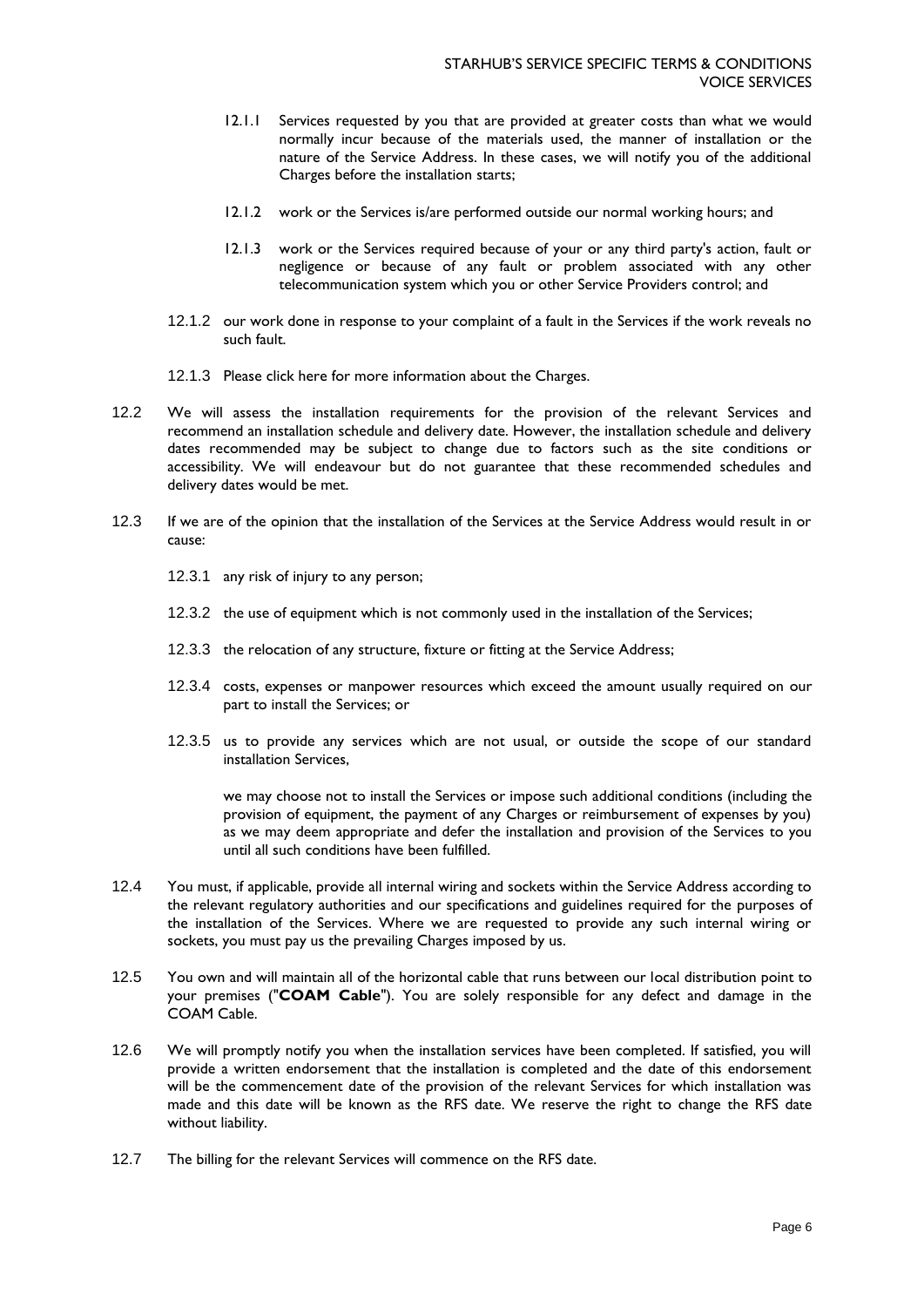12.1.1 Services requested by you that are provided at greater costs than what we would normally incur because of the materials used, the manner of installation or the nature of the Service Address. In these cases, we will notify you of the additional Charges before the installation starts;

12.1.2 work or the Services is/are performed outside our normal working hours; and

12.1.3 work or the Services required because of your or any third party's action, fault or negligence or because of any fault or problem associated with any other telecommunication system which you or other Service Providers control; and

12.1.2 our work done in response to your complaint of a fault in the Services if the work reveals no such fault.

12.1.3 Please click here for more information about the Charges.

12.2 We will assess the installation requirements for the provision of the relevant Services and recommend an installation schedule and delivery date. However, the installation schedule and delivery dates recommended may be subject to change due to factors such as the site conditions or accessibility. We will endeavour but do not guarantee that these recommended schedules and delivery dates would be met.

12.3 If we are of the opinion that the installation of the Services at the Service Address would result in or cause:

12.3.1 any risk of injury to any person;

12.3.2 the use of equipment which is not commonly used in the installation of the Services;

12.3.3 the relocation of any structure, fixture or fitting at the Service Address;

12.3.4 costs, expenses or manpower resources which exceed the amount usually required on our part to install the Services; or

12.3.5 us to provide any services which are not usual, or outside the scope of our standard installation Services,

we may choose not to install the Services or impose such additional conditions (including the provision of equipment, the payment of any Charges or reimbursement of expenses by you) as we may deem appropriate and defer the installation and provision of the Services to you until all such conditions have been fulfilled.

12.4 You must, if applicable, provide all internal wiring and sockets within the Service Address according to the relevant regulatory authorities and our specifications and guidelines required for the purposes of the installation of the Services. Where we are requested to provide any such internal wiring or sockets, you must pay us the prevailing Charges imposed by us.

12.5 You own and will maintain all of the horizontal cable that runs between our local distribution point to your premises ("**COAM Cable**"). You are solely responsible for any defect and damage in the COAM Cable.

12.6 We will promptly notify you when the installation services have been completed. If satisfied, you will provide a written endorsement that the installation is completed and the date of this endorsement will be the commencement date of the provision of the relevant Services for which installation was made and this date will be known as the RFS date. We reserve the right to change the RFS date without liability.

12.7 The billing for the relevant Services will commence on the RFS date.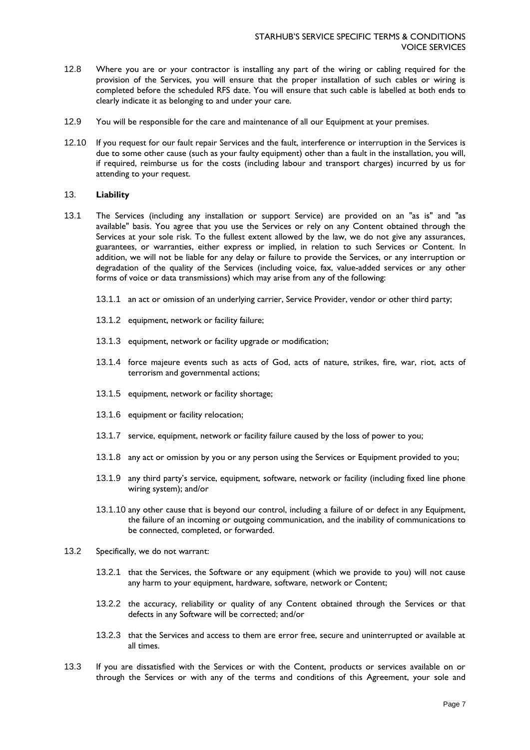12.8 Where you are or your contractor is installing any part of the wiring or cabling required for the provision of the Services, you will ensure that the proper installation of such cables or wiring is completed before the scheduled RFS date. You will ensure that such cable is labelled at both ends to clearly indicate it as belonging to and under your care.

12.9 You will be responsible for the care and maintenance of all our Equipment at your premises.

12.10 If you request for our fault repair Services and the fault, interference or interruption in the Services is due to some other cause (such as your faulty equipment) other than a fault in the installation, you will, if required, reimburse us for the costs (including labour and transport charges) incurred by us for attending to your request.

## 13. **Liability**

13.1 The Services (including any installation or support Service) are provided on an "as is" and "as available" basis. You agree that you use the Services or rely on any Content obtained through the Services at your sole risk. To the fullest extent allowed by the law, we do not give any assurances, guarantees, or warranties, either express or implied, in relation to such Services or Content. In addition, we will not be liable for any delay or failure to provide the Services, or any interruption or degradation of the quality of the Services (including voice, fax, value-added services or any other forms of voice or data transmissions) which may arise from any of the following:

13.1.1 an act or omission of an underlying carrier, Service Provider, vendor or other third party;

13.1.2 equipment, network or facility failure;

13.1.3 equipment, network or facility upgrade or modification;

13.1.4 force majeure events such as acts of God, acts of nature, strikes, fire, war, riot, acts of terrorism and governmental actions;

13.1.5 equipment, network or facility shortage;

13.1.6 equipment or facility relocation;

13.1.7 service, equipment, network or facility failure caused by the loss of power to you;

13.1.8 any act or omission by you or any person using the Services or Equipment provided to you;

13.1.9 any third party's service, equipment, software, network or facility (including fixed line phone wiring system); and/or

13.1.10 any other cause that is beyond our control, including a failure of or defect in any Equipment, the failure of an incoming or outgoing communication, and the inability of communications to be connected, completed, or forwarded.

13.2 Specifically, we do not warrant:

13.2.1 that the Services, the Software or any equipment (which we provide to you) will not cause any harm to your equipment, hardware, software, network or Content;

13.2.2 the accuracy, reliability or quality of any Content obtained through the Services or that defects in any Software will be corrected; and/or

13.2.3 that the Services and access to them are error free, secure and uninterrupted or available at all times.

13.3 If you are dissatisfied with the Services or with the Content, products or services available on or through the Services or with any of the terms and conditions of this Agreement, your sole and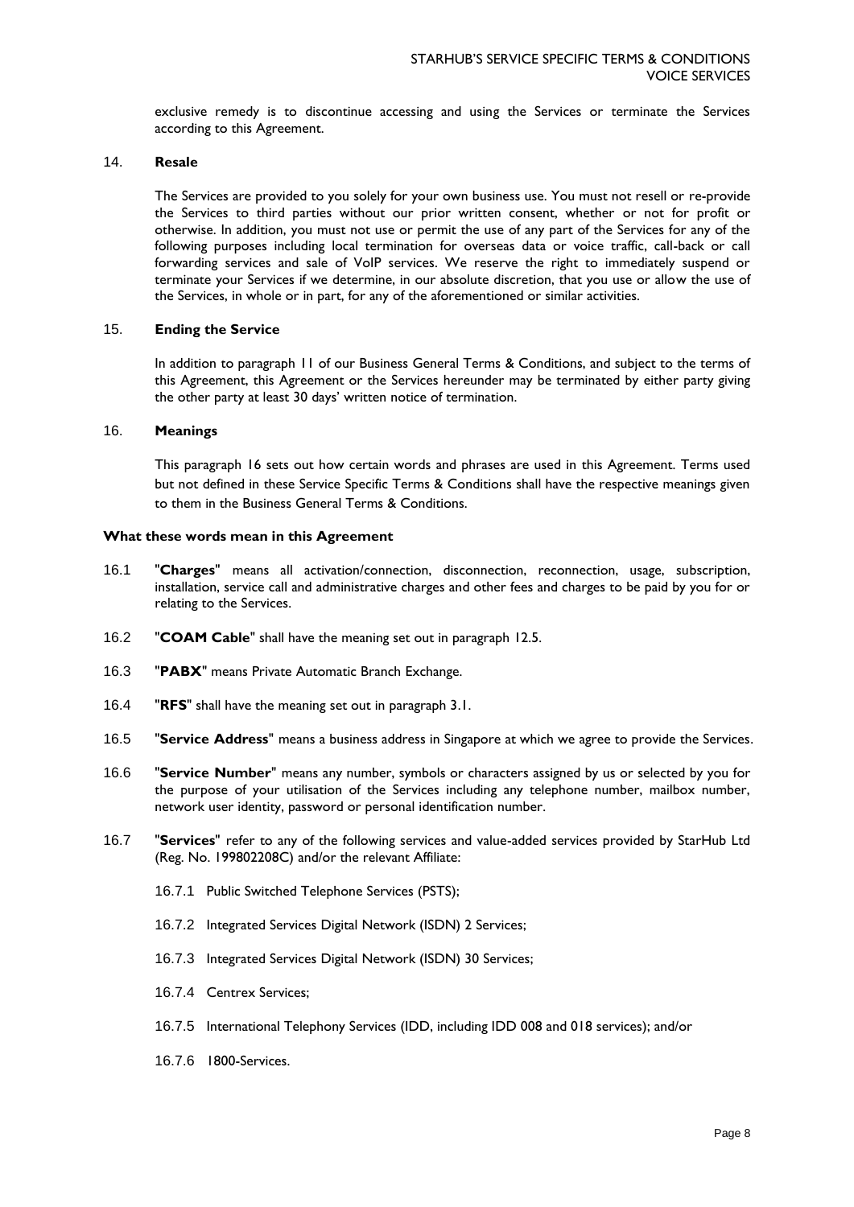exclusive remedy is to discontinue accessing and using the Services or terminate the Services according to this Agreement.

## 14. Resale

The Services are provided to you solely for your own business use. You must not resell or re-provide the Services to third parties without our prior written consent, whether or not for profit or otherwise. In addition, you must not use or permit the use of any part of the Services for any of the following purposes including local termination for overseas data or voice traffic, call-back or call forwarding services and sale of VoIP services. We reserve the right to immediately suspend or terminate your Services if we determine, in our absolute discretion, that you use or allow the use of the Services, in whole or in part, for any of the aforementioned or similar activities.

## 15. Ending the Service

In addition to paragraph 11 of our Business General Terms & Conditions, and subject to the terms of this Agreement, this Agreement or the Services hereunder may be terminated by either party giving the other party at least 30 days' written notice of termination.

## 16. Meanings

This paragraph 16 sets out how certain words and phrases are used in this Agreement. Terms used but not defined in these Service Specific Terms & Conditions shall have the respective meanings given to them in the Business General Terms & Conditions.

### What these words mean in this Agreement

16.1 "**Charges**" means all activation/connection, disconnection, reconnection, usage, subscription, installation, service call and administrative charges and other fees and charges to be paid by you for or relating to the Services.

16.2 "**COAM Cable**" shall have the meaning set out in paragraph 12.5.

16.3 "**PABX**" means Private Automatic Branch Exchange.

16.4 "**RFS**" shall have the meaning set out in paragraph 3.1.

16.5 "**Service Address**" means a business address in Singapore at which we agree to provide the Services.

16.6 "**Service Number**" means any number, symbols or characters assigned by us or selected by you for the purpose of your utilisation of the Services including any telephone number, mailbox number, network user identity, password or personal identification number.

16.7 "**Services**" refer to any of the following services and value-added services provided by StarHub Ltd (Reg. No. 199802208C) and/or the relevant Affiliate:

16.7.1 Public Switched Telephone Services (PSTS);

16.7.2 Integrated Services Digital Network (ISDN) 2 Services;

16.7.3 Integrated Services Digital Network (ISDN) 30 Services;

16.7.4 Centrex Services;

16.7.5 International Telephony Services (IDD, including IDD 008 and 018 services); and/or

16.7.6 1800-Services.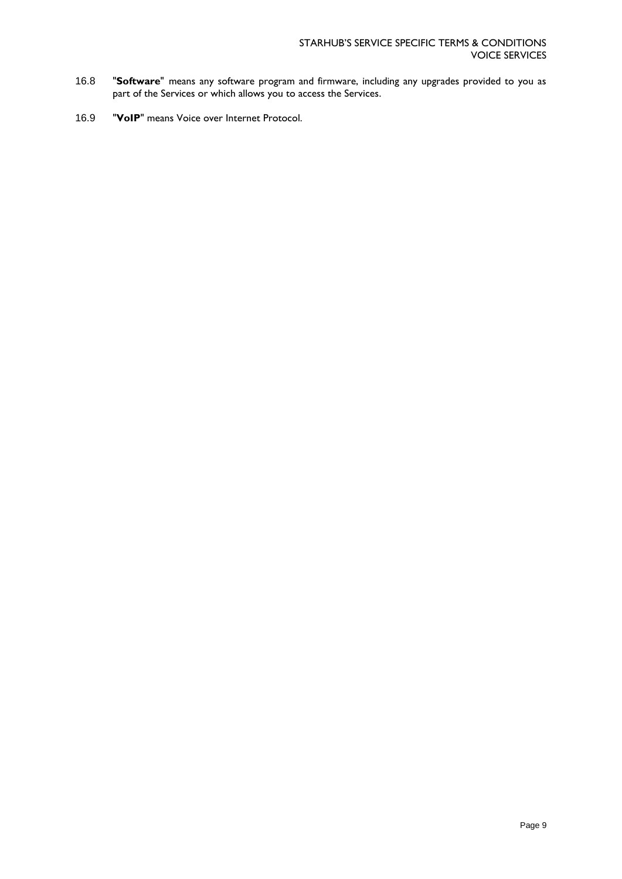16.8 "**Software**" means any software program and firmware, including any upgrades provided to you as part of the Services or which allows you to access the Services.

16.9 "**VoIP**" means Voice over Internet Protocol.